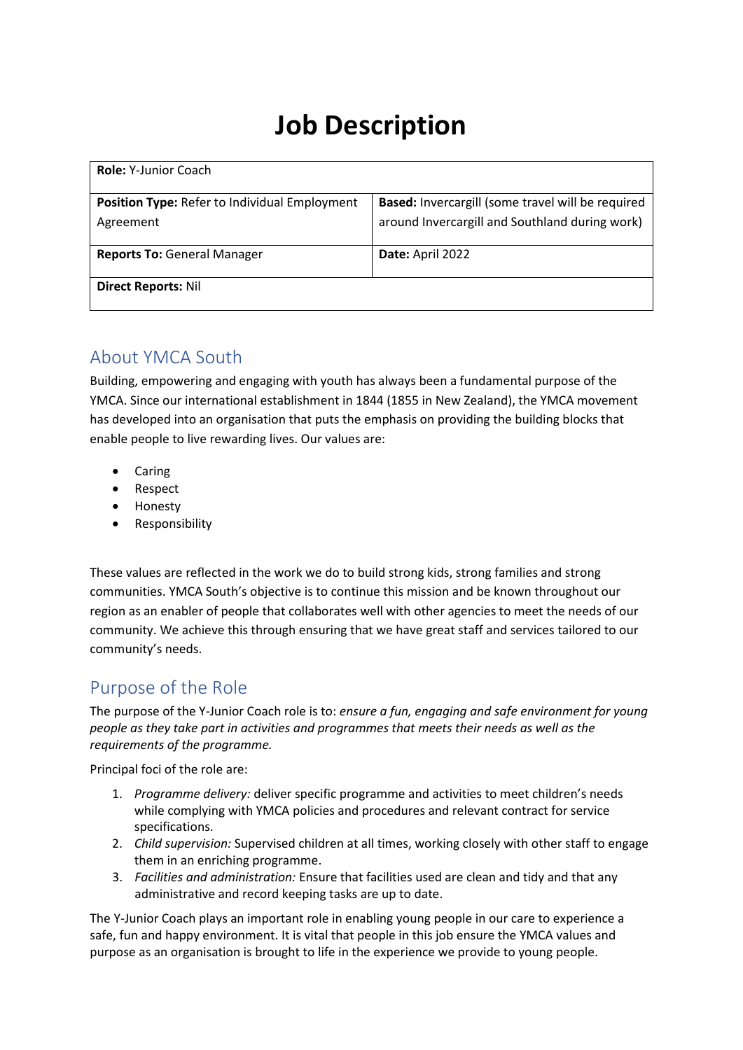# Job Description

| **Role:** Y-Junior Coach | |
|---|---|
| **Position Type:** Refer to Individual Employment Agreement | **Based:** Invercargill (some travel will be required around Invercargill and Southland during work) |
| **Reports To:** General Manager | **Date:** April 2022 |
| **Direct Reports:** Nil | |

## About YMCA South

Building, empowering and engaging with youth has always been a fundamental purpose of the YMCA. Since our international establishment in 1844 (1855 in New Zealand), the YMCA movement has developed into an organisation that puts the emphasis on providing the building blocks that enable people to live rewarding lives. Our values are:

- Caring
- Respect
- Honesty
- Responsibility

These values are reflected in the work we do to build strong kids, strong families and strong communities. YMCA South's objective is to continue this mission and be known throughout our region as an enabler of people that collaborates well with other agencies to meet the needs of our community. We achieve this through ensuring that we have great staff and services tailored to our community's needs.

## Purpose of the Role

The purpose of the Y-Junior Coach role is to: *ensure a fun, engaging and safe environment for young people as they take part in activities and programmes that meets their needs as well as the requirements of the programme.*

Principal foci of the role are:

1. *Programme delivery:* deliver specific programme and activities to meet children's needs while complying with YMCA policies and procedures and relevant contract for service specifications.
2. *Child supervision:* Supervised children at all times, working closely with other staff to engage them in an enriching programme.
3. *Facilities and administration:* Ensure that facilities used are clean and tidy and that any administrative and record keeping tasks are up to date.

The Y-Junior Coach plays an important role in enabling young people in our care to experience a safe, fun and happy environment. It is vital that people in this job ensure the YMCA values and purpose as an organisation is brought to life in the experience we provide to young people.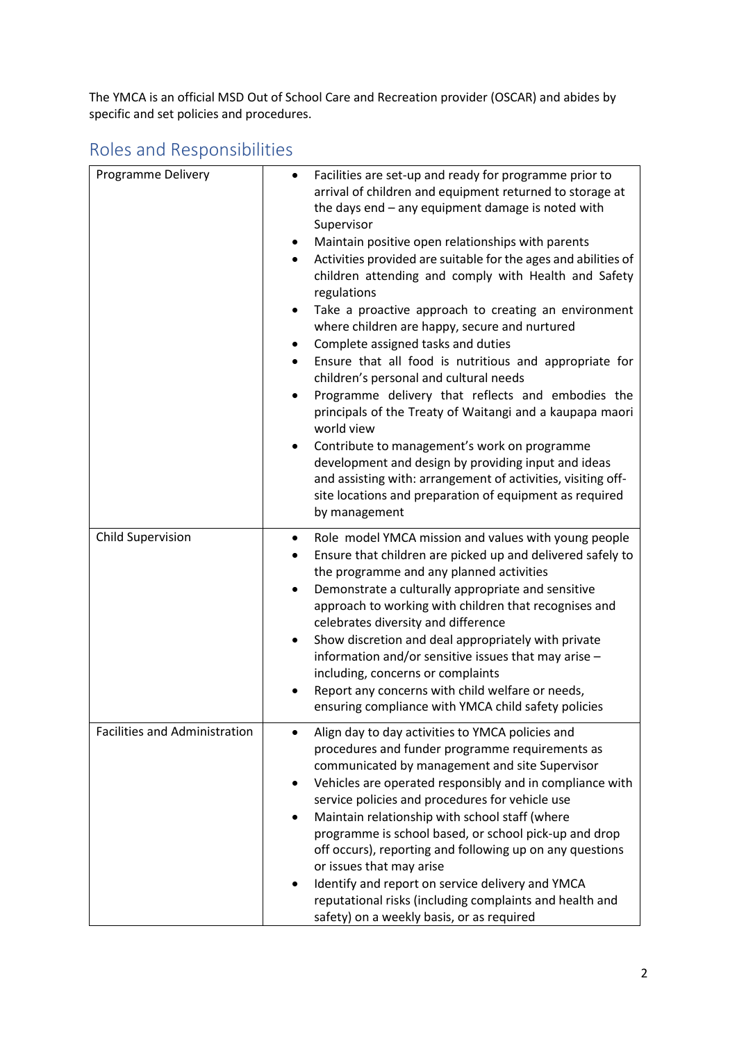The YMCA is an official MSD Out of School Care and Recreation provider (OSCAR) and abides by specific and set policies and procedures.

## Roles and Responsibilities

| | |
|---|---|
| Programme Delivery | • Facilities are set-up and ready for programme prior to arrival of children and equipment returned to storage at the days end – any equipment damage is noted with Supervisor<br>• Maintain positive open relationships with parents<br>• Activities provided are suitable for the ages and abilities of children attending and comply with Health and Safety regulations<br>• Take a proactive approach to creating an environment where children are happy, secure and nurtured<br>• Complete assigned tasks and duties<br>• Ensure that all food is nutritious and appropriate for children's personal and cultural needs<br>• Programme delivery that reflects and embodies the principals of the Treaty of Waitangi and a kaupapa maori world view<br>• Contribute to management's work on programme development and design by providing input and ideas and assisting with: arrangement of activities, visiting off-site locations and preparation of equipment as required by management |
| Child Supervision | • Role model YMCA mission and values with young people<br>• Ensure that children are picked up and delivered safely to the programme and any planned activities<br>• Demonstrate a culturally appropriate and sensitive approach to working with children that recognises and celebrates diversity and difference<br>• Show discretion and deal appropriately with private information and/or sensitive issues that may arise – including, concerns or complaints<br>• Report any concerns with child welfare or needs, ensuring compliance with YMCA child safety policies |
| Facilities and Administration | • Align day to day activities to YMCA policies and procedures and funder programme requirements as communicated by management and site Supervisor<br>• Vehicles are operated responsibly and in compliance with service policies and procedures for vehicle use<br>• Maintain relationship with school staff (where programme is school based, or school pick-up and drop off occurs), reporting and following up on any questions or issues that may arise<br>• Identify and report on service delivery and YMCA reputational risks (including complaints and health and safety) on a weekly basis, or as required |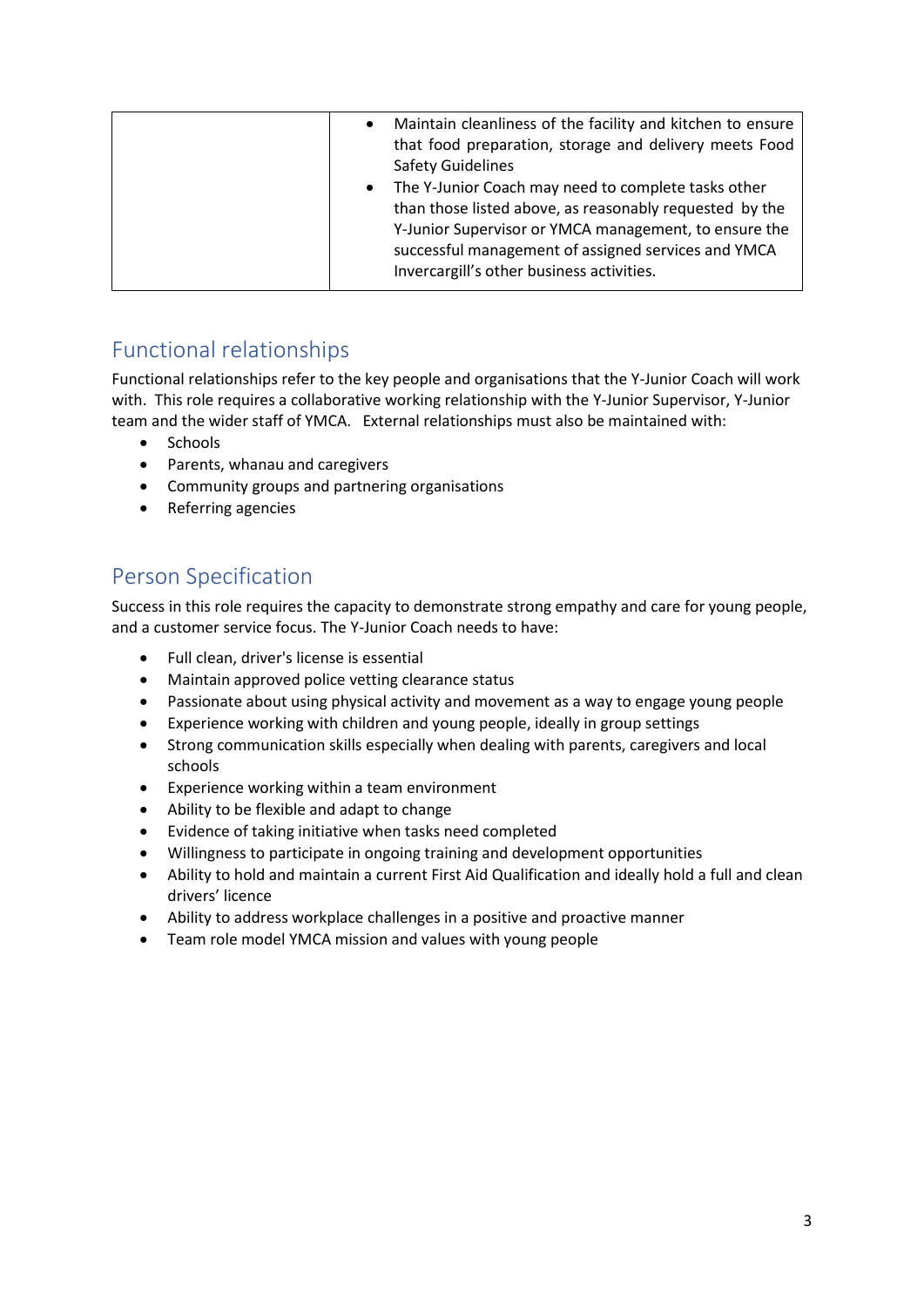| | |
|---|---|
| | • Maintain cleanliness of the facility and kitchen to ensure that food preparation, storage and delivery meets Food Safety Guidelines<br>• The Y-Junior Coach may need to complete tasks other than those listed above, as reasonably requested by the Y-Junior Supervisor or YMCA management, to ensure the successful management of assigned services and YMCA Invercargill's other business activities. |

## Functional relationships

Functional relationships refer to the key people and organisations that the Y-Junior Coach will work with. This role requires a collaborative working relationship with the Y-Junior Supervisor, Y-Junior team and the wider staff of YMCA. External relationships must also be maintained with:

- Schools
- Parents, whanau and caregivers
- Community groups and partnering organisations
- Referring agencies

## Person Specification

Success in this role requires the capacity to demonstrate strong empathy and care for young people, and a customer service focus. The Y-Junior Coach needs to have:

- Full clean, driver's license is essential
- Maintain approved police vetting clearance status
- Passionate about using physical activity and movement as a way to engage young people
- Experience working with children and young people, ideally in group settings
- Strong communication skills especially when dealing with parents, caregivers and local schools
- Experience working within a team environment
- Ability to be flexible and adapt to change
- Evidence of taking initiative when tasks need completed
- Willingness to participate in ongoing training and development opportunities
- Ability to hold and maintain a current First Aid Qualification and ideally hold a full and clean drivers' licence
- Ability to address workplace challenges in a positive and proactive manner
- Team role model YMCA mission and values with young people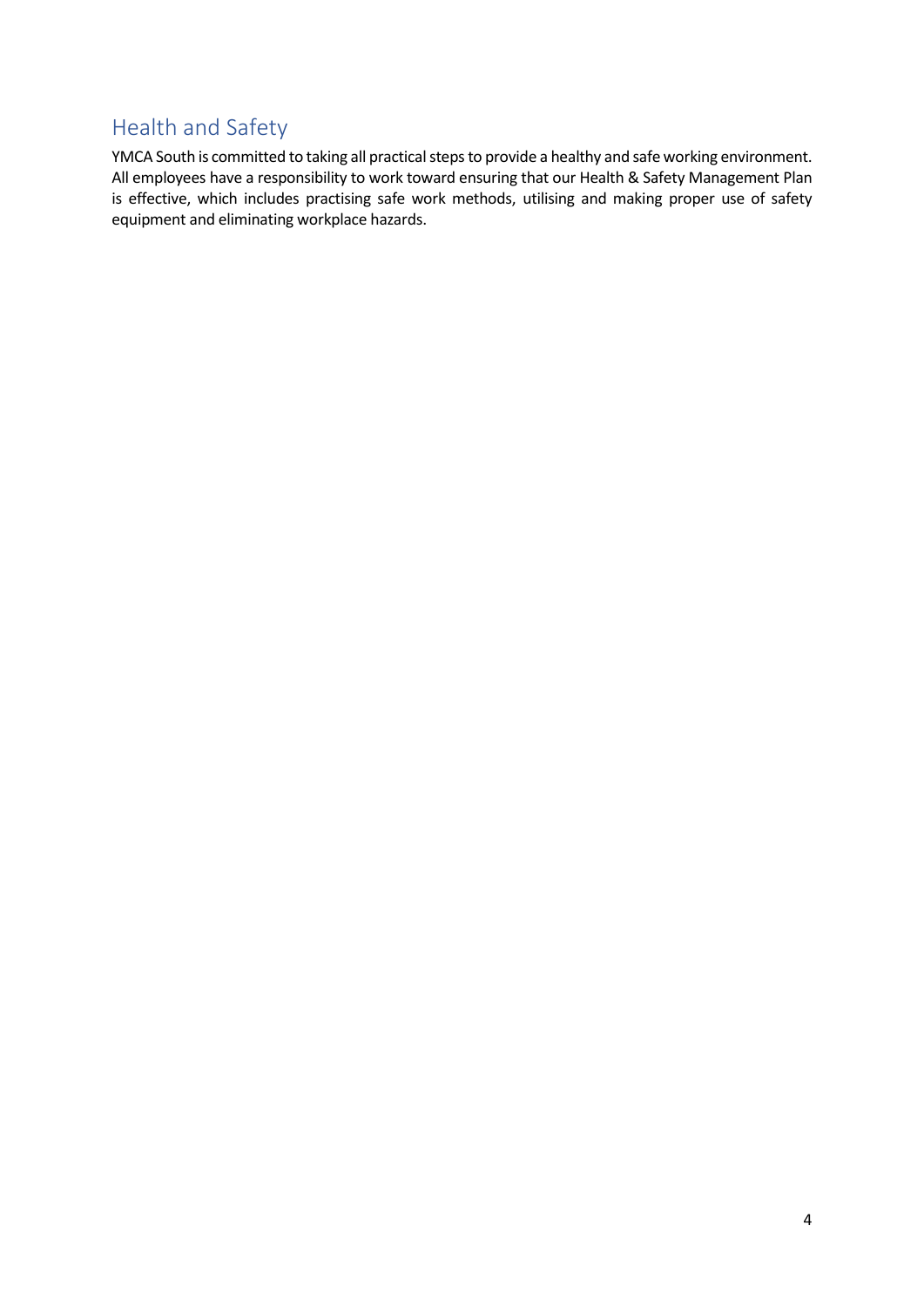## Health and Safety

YMCA South is committed to taking all practical steps to provide a healthy and safe working environment. All employees have a responsibility to work toward ensuring that our Health & Safety Management Plan is effective, which includes practising safe work methods, utilising and making proper use of safety equipment and eliminating workplace hazards.